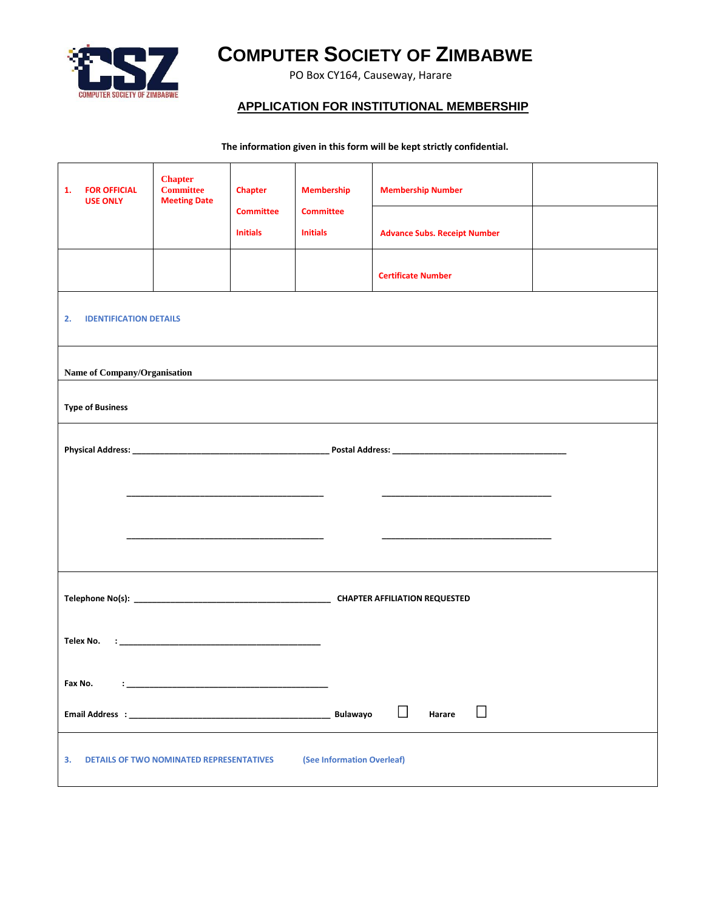# COMPUTER SOCIETY OF ZIMBABWE

PO Box CY164, Causeway, Harare

## APPLICATION FOR INSTITUTIONAL MEMBERSHIP

**The information given in this form will be kept strictly confidential.**

| 1. FOR OFFICIAL USE ONLY | Chapter Committee Meeting Date | Chapter Committee Initials | Membership Committee Initials | Membership Number | |
|---|---|---|---|---|---|
| | | | | Advance Subs. Receipt Number | |
| | | | | Certificate Number | |

**2. IDENTIFICATION DETAILS**

**Name of Company/Organisation**

**Type of Business**

**Physical Address:** ___________________________ **Postal Address:** ___________________________

___________________________ ___________________________

___________________________ ___________________________

**Telephone No(s):** ___________________________ **CHAPTER AFFILIATION REQUESTED**

**Telex No.** : ___________________________

**Fax No.** : ___________________________

**Email Address** : ___________________________ **Bulawayo** ☐ **Harare** ☐

**3. DETAILS OF TWO NOMINATED REPRESENTATIVES** (See Information Overleaf)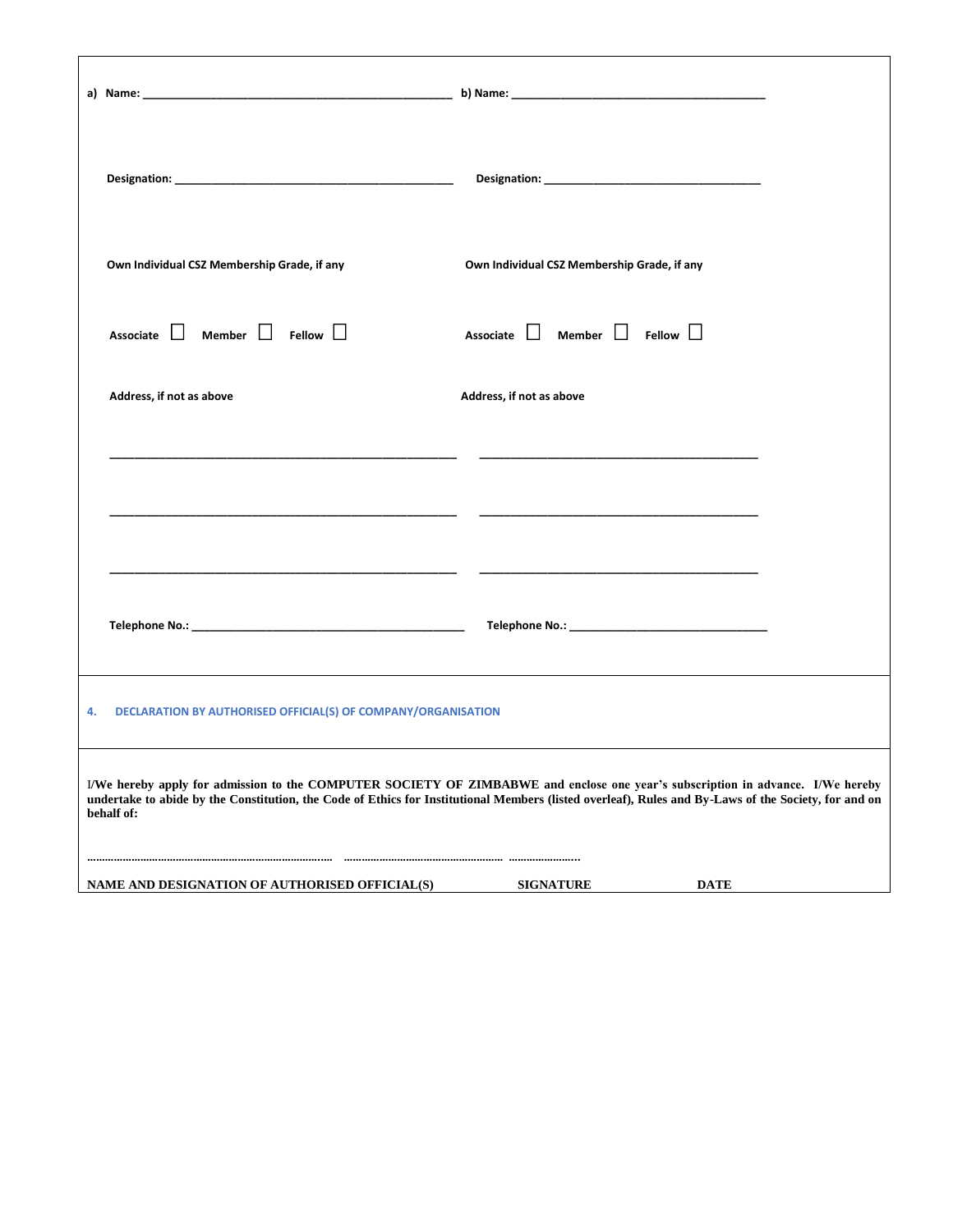a) Name: ______________________________________________ b) Name: ______________________________________

Designation: ___________________________________________ Designation: ________________________________

Own Individual CSZ Membership Grade, if any  Own Individual CSZ Membership Grade, if any

Associate ☐ Member ☐ Fellow ☐  Associate ☐ Member ☐ Fellow ☐

Address, if not as above  Address, if not as above

______________________________________________________ ___________________________________________

______________________________________________________ ___________________________________________

______________________________________________________ ___________________________________________

Telephone No.: ________________________________________ Telephone No.: ______________________________

## 4. DECLARATION BY AUTHORISED OFFICIAL(S) OF COMPANY/ORGANISATION

**I/We hereby apply for admission to the COMPUTER SOCIETY OF ZIMBABWE and enclose one year's subscription in advance. I/We hereby undertake to abide by the Constitution, the Code of Ethics for Institutional Members (listed overleaf), Rules and By-Laws of the Society, for and on behalf of:**

…………………………………………………………………….. ……………………………………………… …………………..

**NAME AND DESIGNATION OF AUTHORISED OFFICIAL(S)  SIGNATURE  DATE**